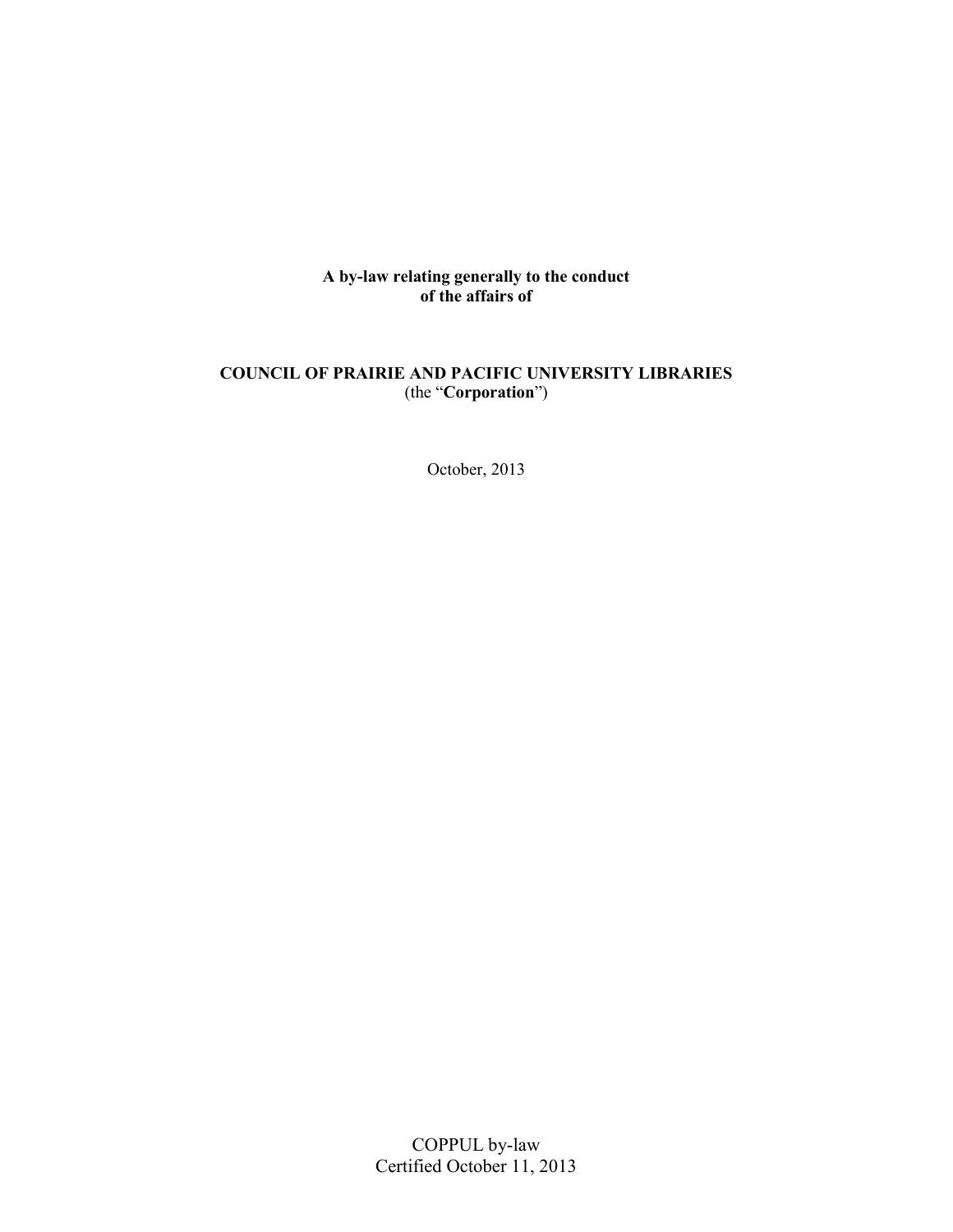**A by-law relating generally to the conduct of the affairs of**

**COUNCIL OF PRAIRIE AND PACIFIC UNIVERSITY LIBRARIES**
(the "**Corporation**")

October, 2013

COPPUL by-law
Certified October 11, 2013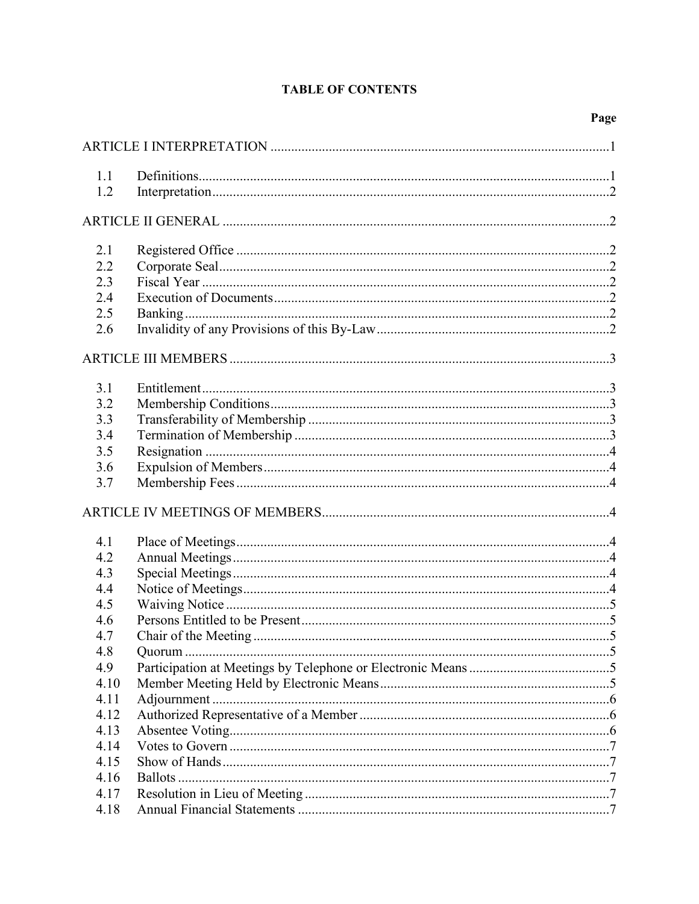**TABLE OF CONTENTS**

| | | Page |
|---|---|---|
| ARTICLE I INTERPRETATION | | 1 |
| 1.1 | Definitions | 1 |
| 1.2 | Interpretation | 2 |
| ARTICLE II GENERAL | | 2 |
| 2.1 | Registered Office | 2 |
| 2.2 | Corporate Seal | 2 |
| 2.3 | Fiscal Year | 2 |
| 2.4 | Execution of Documents | 2 |
| 2.5 | Banking | 2 |
| 2.6 | Invalidity of any Provisions of this By-Law | 2 |
| ARTICLE III MEMBERS | | 3 |
| 3.1 | Entitlement | 3 |
| 3.2 | Membership Conditions | 3 |
| 3.3 | Transferability of Membership | 3 |
| 3.4 | Termination of Membership | 3 |
| 3.5 | Resignation | 4 |
| 3.6 | Expulsion of Members | 4 |
| 3.7 | Membership Fees | 4 |
| ARTICLE IV MEETINGS OF MEMBERS | | 4 |
| 4.1 | Place of Meetings | 4 |
| 4.2 | Annual Meetings | 4 |
| 4.3 | Special Meetings | 4 |
| 4.4 | Notice of Meetings | 4 |
| 4.5 | Waiving Notice | 5 |
| 4.6 | Persons Entitled to be Present | 5 |
| 4.7 | Chair of the Meeting | 5 |
| 4.8 | Quorum | 5 |
| 4.9 | Participation at Meetings by Telephone or Electronic Means | 5 |
| 4.10 | Member Meeting Held by Electronic Means | 5 |
| 4.11 | Adjournment | 6 |
| 4.12 | Authorized Representative of a Member | 6 |
| 4.13 | Absentee Voting | 6 |
| 4.14 | Votes to Govern | 7 |
| 4.15 | Show of Hands | 7 |
| 4.16 | Ballots | 7 |
| 4.17 | Resolution in Lieu of Meeting | 7 |
| 4.18 | Annual Financial Statements | 7 |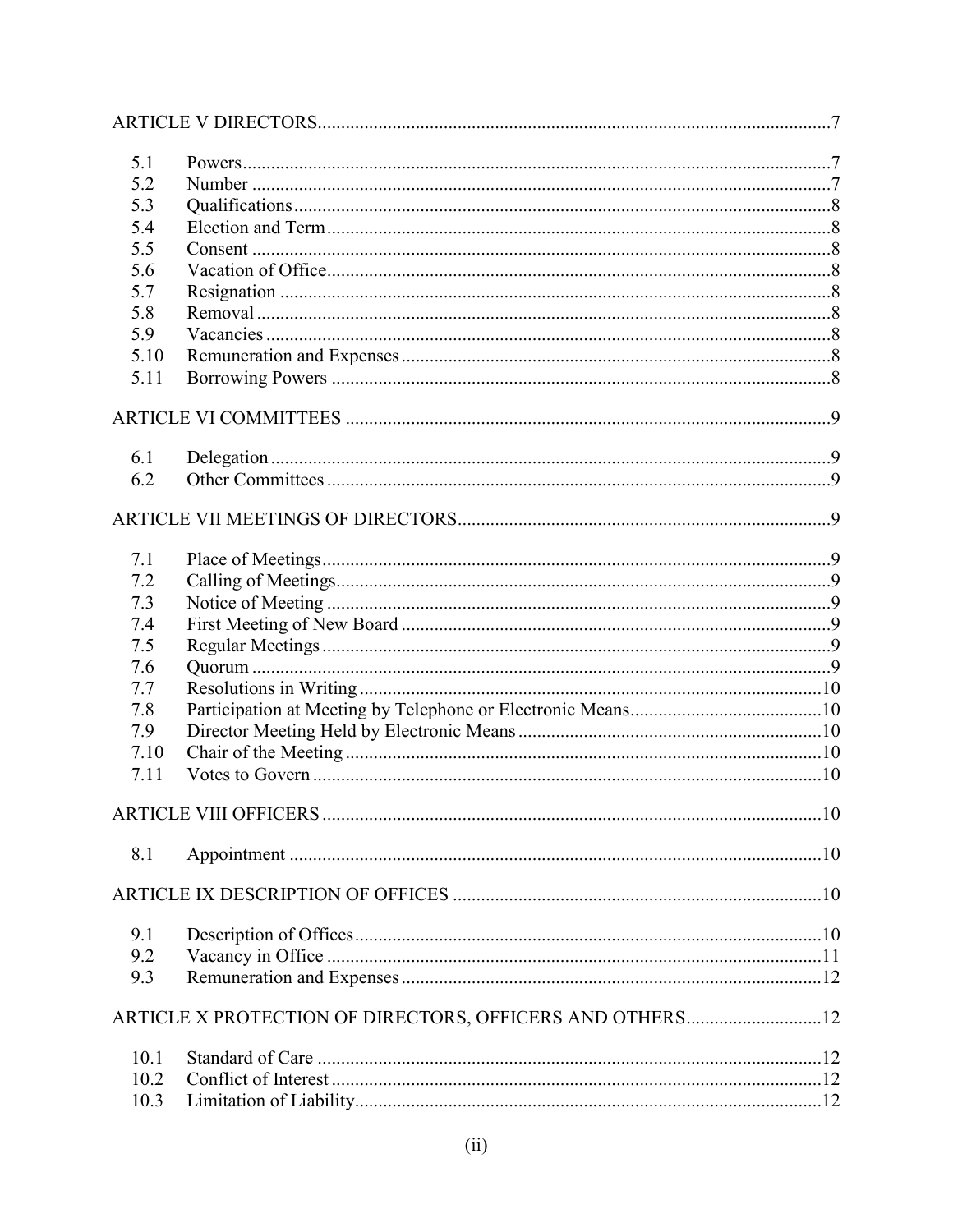ARTICLE V DIRECTORS ....... 7

| | | |
|---|---|---|
| 5.1 | Powers | 7 |
| 5.2 | Number | 7 |
| 5.3 | Qualifications | 8 |
| 5.4 | Election and Term | 8 |
| 5.5 | Consent | 8 |
| 5.6 | Vacation of Office | 8 |
| 5.7 | Resignation | 8 |
| 5.8 | Removal | 8 |
| 5.9 | Vacancies | 8 |
| 5.10 | Remuneration and Expenses | 8 |
| 5.11 | Borrowing Powers | 8 |

ARTICLE VI COMMITTEES ....... 9

| | | |
|---|---|---|
| 6.1 | Delegation | 9 |
| 6.2 | Other Committees | 9 |

ARTICLE VII MEETINGS OF DIRECTORS ....... 9

| | | |
|---|---|---|
| 7.1 | Place of Meetings | 9 |
| 7.2 | Calling of Meetings | 9 |
| 7.3 | Notice of Meeting | 9 |
| 7.4 | First Meeting of New Board | 9 |
| 7.5 | Regular Meetings | 9 |
| 7.6 | Quorum | 9 |
| 7.7 | Resolutions in Writing | 10 |
| 7.8 | Participation at Meeting by Telephone or Electronic Means | 10 |
| 7.9 | Director Meeting Held by Electronic Means | 10 |
| 7.10 | Chair of the Meeting | 10 |
| 7.11 | Votes to Govern | 10 |

ARTICLE VIII OFFICERS ....... 10

| | | |
|---|---|---|
| 8.1 | Appointment | 10 |

ARTICLE IX DESCRIPTION OF OFFICES ....... 10

| | | |
|---|---|---|
| 9.1 | Description of Offices | 10 |
| 9.2 | Vacancy in Office | 11 |
| 9.3 | Remuneration and Expenses | 12 |

ARTICLE X PROTECTION OF DIRECTORS, OFFICERS AND OTHERS ....... 12

| | | |
|---|---|---|
| 10.1 | Standard of Care | 12 |
| 10.2 | Conflict of Interest | 12 |
| 10.3 | Limitation of Liability | 12 |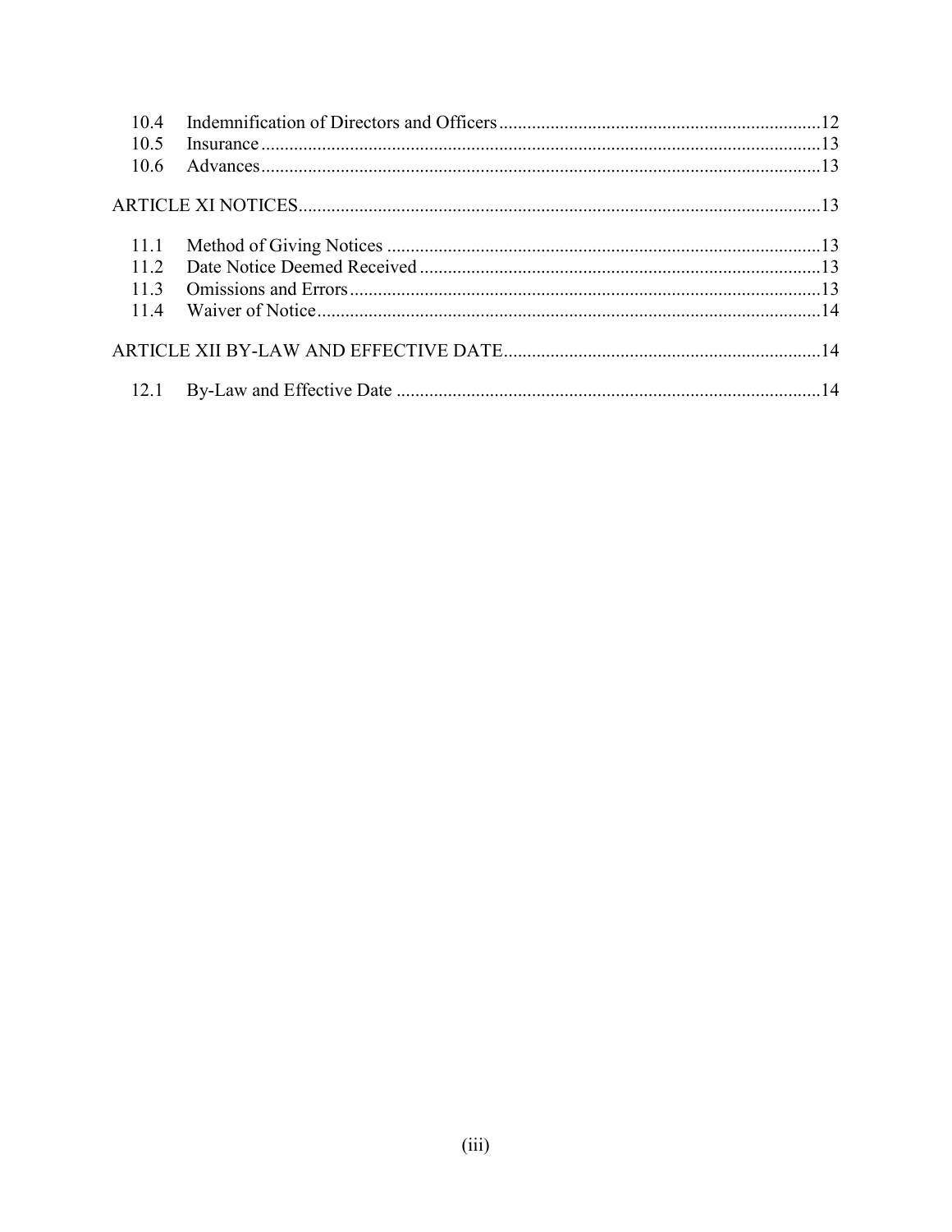| | | |
|---|---|---|
| 10.4 | Indemnification of Directors and Officers | 12 |
| 10.5 | Insurance | 13 |
| 10.6 | Advances | 13 |

ARTICLE XI NOTICES ..... 13

| | | |
|---|---|---|
| 11.1 | Method of Giving Notices | 13 |
| 11.2 | Date Notice Deemed Received | 13 |
| 11.3 | Omissions and Errors | 13 |
| 11.4 | Waiver of Notice | 14 |

ARTICLE XII BY-LAW AND EFFECTIVE DATE ..... 14

| | | |
|---|---|---|
| 12.1 | By-Law and Effective Date | 14 |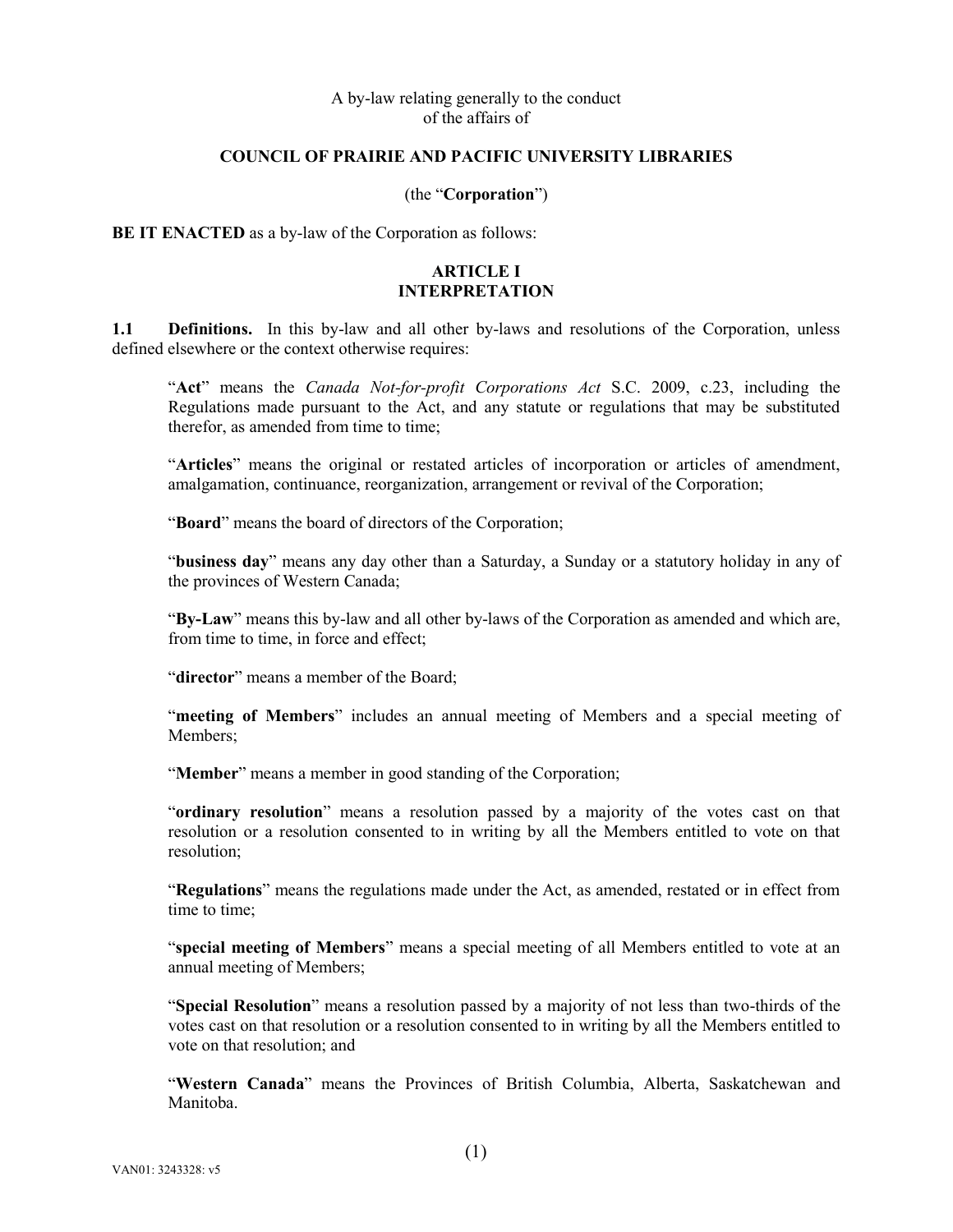A by-law relating generally to the conduct of the affairs of

**COUNCIL OF PRAIRIE AND PACIFIC UNIVERSITY LIBRARIES**

(the "**Corporation**")

**BE IT ENACTED** as a by-law of the Corporation as follows:

## ARTICLE I
## INTERPRETATION

**1.1 Definitions.** In this by-law and all other by-laws and resolutions of the Corporation, unless defined elsewhere or the context otherwise requires:

"**Act**" means the *Canada Not-for-profit Corporations Act* S.C. 2009, c.23, including the Regulations made pursuant to the Act, and any statute or regulations that may be substituted therefor, as amended from time to time;

"**Articles**" means the original or restated articles of incorporation or articles of amendment, amalgamation, continuance, reorganization, arrangement or revival of the Corporation;

"**Board**" means the board of directors of the Corporation;

"**business day**" means any day other than a Saturday, a Sunday or a statutory holiday in any of the provinces of Western Canada;

"**By-Law**" means this by-law and all other by-laws of the Corporation as amended and which are, from time to time, in force and effect;

"**director**" means a member of the Board;

"**meeting of Members**" includes an annual meeting of Members and a special meeting of Members;

"**Member**" means a member in good standing of the Corporation;

"**ordinary resolution**" means a resolution passed by a majority of the votes cast on that resolution or a resolution consented to in writing by all the Members entitled to vote on that resolution;

"**Regulations**" means the regulations made under the Act, as amended, restated or in effect from time to time;

"**special meeting of Members**" means a special meeting of all Members entitled to vote at an annual meeting of Members;

"**Special Resolution**" means a resolution passed by a majority of not less than two-thirds of the votes cast on that resolution or a resolution consented to in writing by all the Members entitled to vote on that resolution; and

"**Western Canada**" means the Provinces of British Columbia, Alberta, Saskatchewan and Manitoba.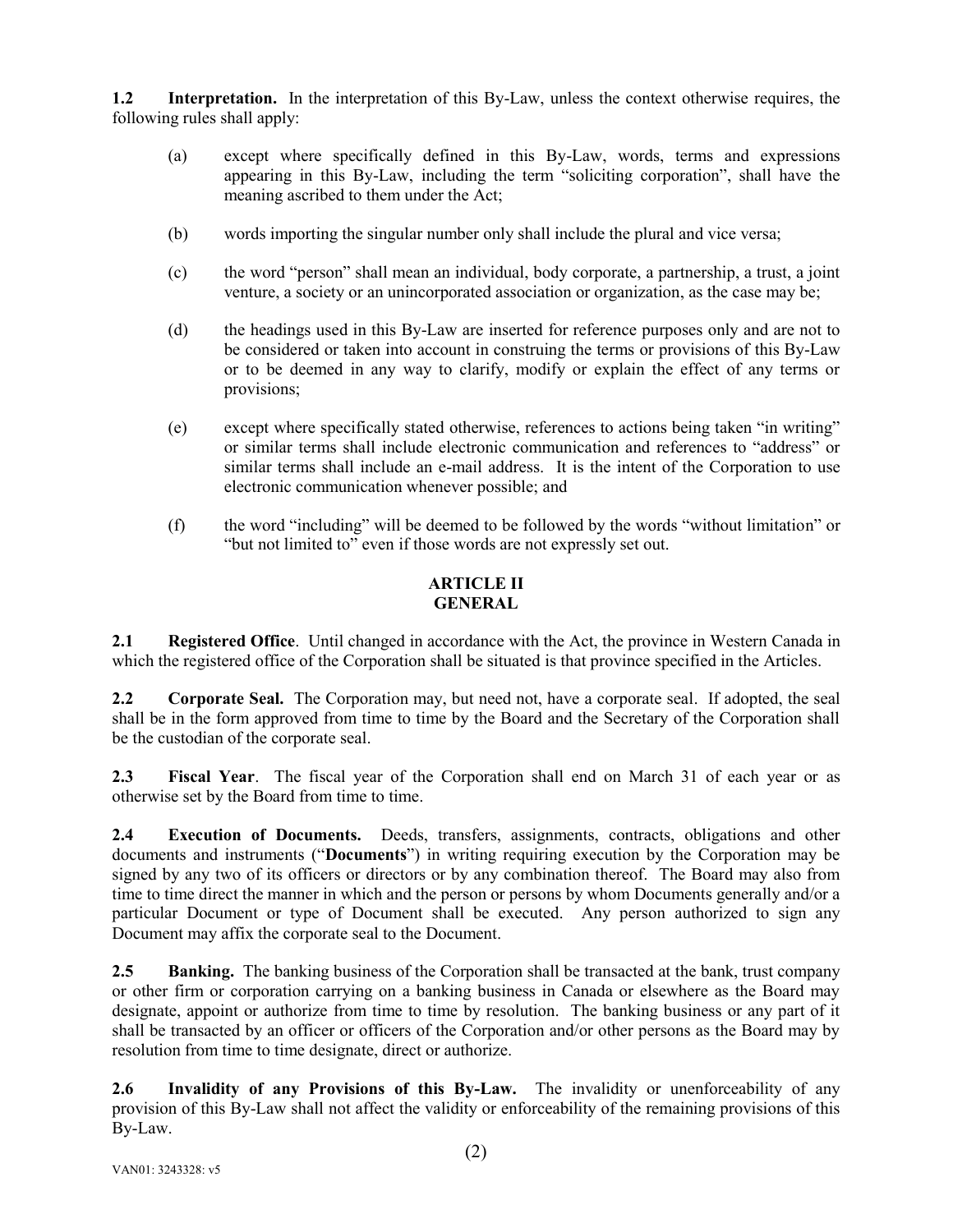**1.2 Interpretation.** In the interpretation of this By-Law, unless the context otherwise requires, the following rules shall apply:

(a) except where specifically defined in this By-Law, words, terms and expressions appearing in this By-Law, including the term "soliciting corporation", shall have the meaning ascribed to them under the Act;

(b) words importing the singular number only shall include the plural and vice versa;

(c) the word "person" shall mean an individual, body corporate, a partnership, a trust, a joint venture, a society or an unincorporated association or organization, as the case may be;

(d) the headings used in this By-Law are inserted for reference purposes only and are not to be considered or taken into account in construing the terms or provisions of this By-Law or to be deemed in any way to clarify, modify or explain the effect of any terms or provisions;

(e) except where specifically stated otherwise, references to actions being taken "in writing" or similar terms shall include electronic communication and references to "address" or similar terms shall include an e-mail address. It is the intent of the Corporation to use electronic communication whenever possible; and

(f) the word "including" will be deemed to be followed by the words "without limitation" or "but not limited to" even if those words are not expressly set out.

## ARTICLE II
## GENERAL

**2.1 Registered Office**. Until changed in accordance with the Act, the province in Western Canada in which the registered office of the Corporation shall be situated is that province specified in the Articles.

**2.2 Corporate Seal.** The Corporation may, but need not, have a corporate seal. If adopted, the seal shall be in the form approved from time to time by the Board and the Secretary of the Corporation shall be the custodian of the corporate seal.

**2.3 Fiscal Year**. The fiscal year of the Corporation shall end on March 31 of each year or as otherwise set by the Board from time to time.

**2.4 Execution of Documents.** Deeds, transfers, assignments, contracts, obligations and other documents and instruments ("**Documents**") in writing requiring execution by the Corporation may be signed by any two of its officers or directors or by any combination thereof. The Board may also from time to time direct the manner in which and the person or persons by whom Documents generally and/or a particular Document or type of Document shall be executed. Any person authorized to sign any Document may affix the corporate seal to the Document.

**2.5 Banking.** The banking business of the Corporation shall be transacted at the bank, trust company or other firm or corporation carrying on a banking business in Canada or elsewhere as the Board may designate, appoint or authorize from time to time by resolution. The banking business or any part of it shall be transacted by an officer or officers of the Corporation and/or other persons as the Board may by resolution from time to time designate, direct or authorize.

**2.6 Invalidity of any Provisions of this By-Law.** The invalidity or unenforceability of any provision of this By-Law shall not affect the validity or enforceability of the remaining provisions of this By-Law.

VAN01: 3243328: v5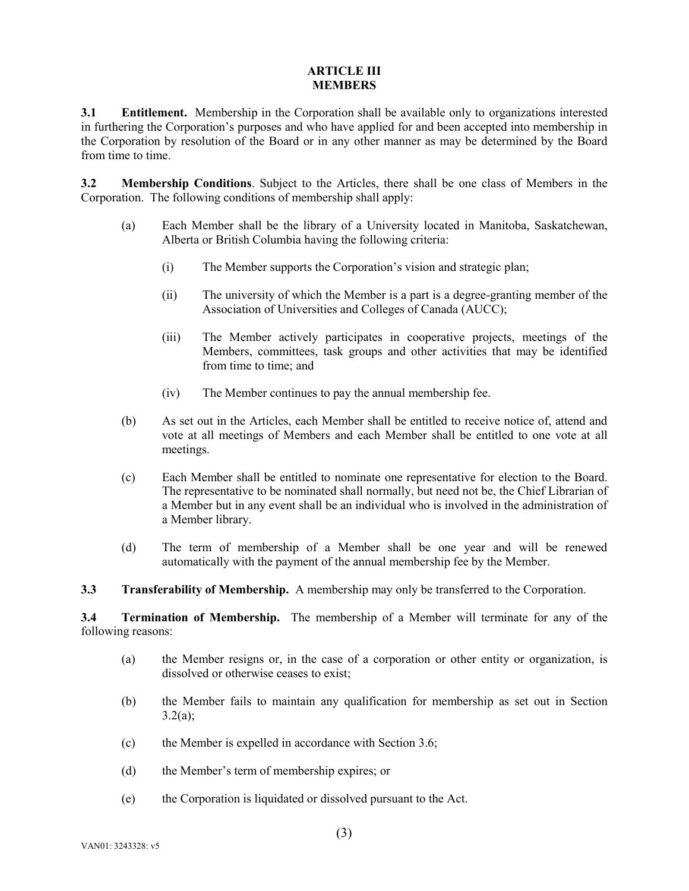## ARTICLE III
## MEMBERS

**3.1 Entitlement.** Membership in the Corporation shall be available only to organizations interested in furthering the Corporation's purposes and who have applied for and been accepted into membership in the Corporation by resolution of the Board or in any other manner as may be determined by the Board from time to time.

**3.2 Membership Conditions**. Subject to the Articles, there shall be one class of Members in the Corporation. The following conditions of membership shall apply:

(a) Each Member shall be the library of a University located in Manitoba, Saskatchewan, Alberta or British Columbia having the following criteria:

  (i) The Member supports the Corporation's vision and strategic plan;

  (ii) The university of which the Member is a part is a degree-granting member of the Association of Universities and Colleges of Canada (AUCC);

  (iii) The Member actively participates in cooperative projects, meetings of the Members, committees, task groups and other activities that may be identified from time to time; and

  (iv) The Member continues to pay the annual membership fee.

(b) As set out in the Articles, each Member shall be entitled to receive notice of, attend and vote at all meetings of Members and each Member shall be entitled to one vote at all meetings.

(c) Each Member shall be entitled to nominate one representative for election to the Board. The representative to be nominated shall normally, but need not be, the Chief Librarian of a Member but in any event shall be an individual who is involved in the administration of a Member library.

(d) The term of membership of a Member shall be one year and will be renewed automatically with the payment of the annual membership fee by the Member.

**3.3 Transferability of Membership.** A membership may only be transferred to the Corporation.

**3.4 Termination of Membership.** The membership of a Member will terminate for any of the following reasons:

(a) the Member resigns or, in the case of a corporation or other entity or organization, is dissolved or otherwise ceases to exist;

(b) the Member fails to maintain any qualification for membership as set out in Section 3.2(a);

(c) the Member is expelled in accordance with Section 3.6;

(d) the Member's term of membership expires; or

(e) the Corporation is liquidated or dissolved pursuant to the Act.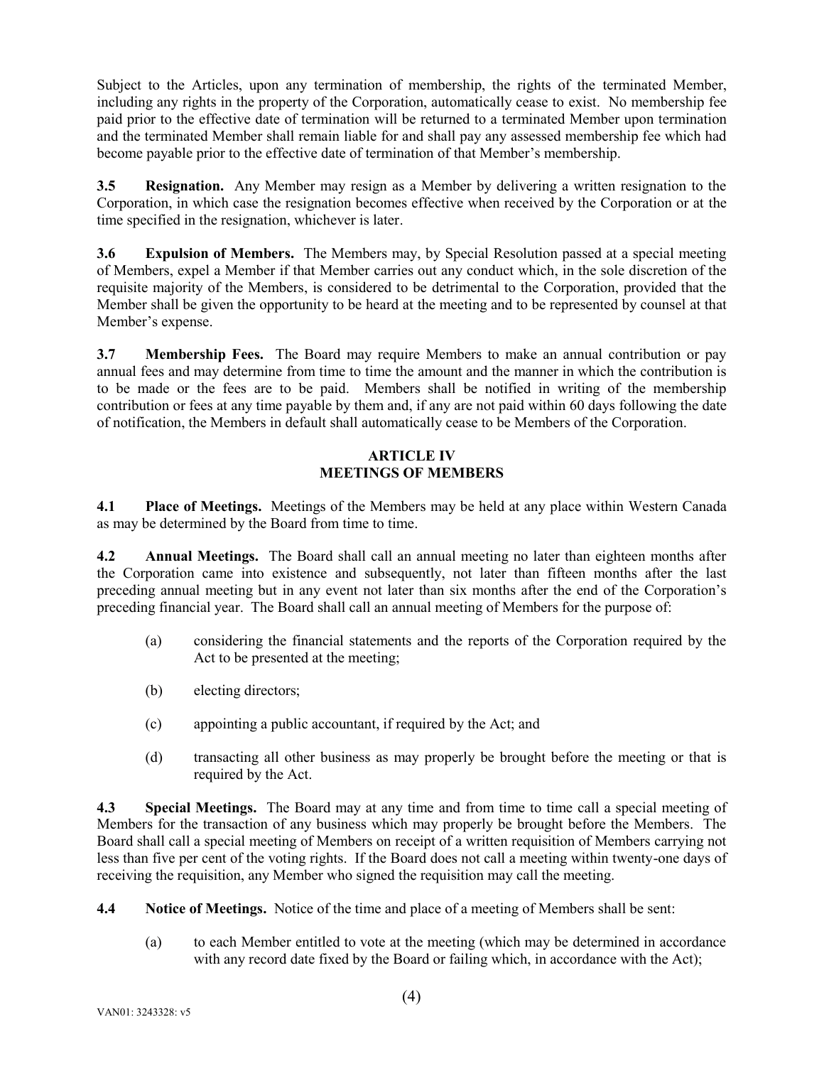Subject to the Articles, upon any termination of membership, the rights of the terminated Member, including any rights in the property of the Corporation, automatically cease to exist. No membership fee paid prior to the effective date of termination will be returned to a terminated Member upon termination and the terminated Member shall remain liable for and shall pay any assessed membership fee which had become payable prior to the effective date of termination of that Member's membership.

**3.5 Resignation.** Any Member may resign as a Member by delivering a written resignation to the Corporation, in which case the resignation becomes effective when received by the Corporation or at the time specified in the resignation, whichever is later.

**3.6 Expulsion of Members.** The Members may, by Special Resolution passed at a special meeting of Members, expel a Member if that Member carries out any conduct which, in the sole discretion of the requisite majority of the Members, is considered to be detrimental to the Corporation, provided that the Member shall be given the opportunity to be heard at the meeting and to be represented by counsel at that Member's expense.

**3.7 Membership Fees.** The Board may require Members to make an annual contribution or pay annual fees and may determine from time to time the amount and the manner in which the contribution is to be made or the fees are to be paid. Members shall be notified in writing of the membership contribution or fees at any time payable by them and, if any are not paid within 60 days following the date of notification, the Members in default shall automatically cease to be Members of the Corporation.

## ARTICLE IV
## MEETINGS OF MEMBERS

**4.1 Place of Meetings.** Meetings of the Members may be held at any place within Western Canada as may be determined by the Board from time to time.

**4.2 Annual Meetings.** The Board shall call an annual meeting no later than eighteen months after the Corporation came into existence and subsequently, not later than fifteen months after the last preceding annual meeting but in any event not later than six months after the end of the Corporation's preceding financial year. The Board shall call an annual meeting of Members for the purpose of:

(a) considering the financial statements and the reports of the Corporation required by the Act to be presented at the meeting;

(b) electing directors;

(c) appointing a public accountant, if required by the Act; and

(d) transacting all other business as may properly be brought before the meeting or that is required by the Act.

**4.3 Special Meetings.** The Board may at any time and from time to time call a special meeting of Members for the transaction of any business which may properly be brought before the Members. The Board shall call a special meeting of Members on receipt of a written requisition of Members carrying not less than five per cent of the voting rights. If the Board does not call a meeting within twenty-one days of receiving the requisition, any Member who signed the requisition may call the meeting.

**4.4 Notice of Meetings.** Notice of the time and place of a meeting of Members shall be sent:

(a) to each Member entitled to vote at the meeting (which may be determined in accordance with any record date fixed by the Board or failing which, in accordance with the Act);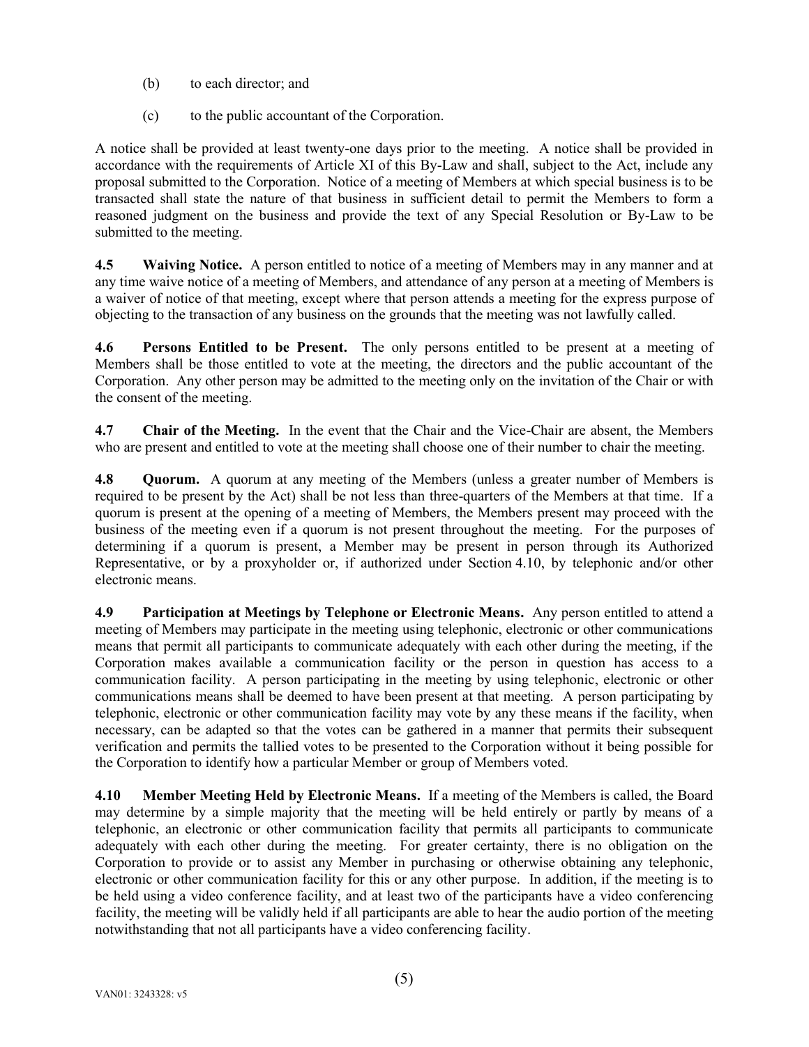(b) to each director; and

(c) to the public accountant of the Corporation.

A notice shall be provided at least twenty-one days prior to the meeting. A notice shall be provided in accordance with the requirements of Article XI of this By-Law and shall, subject to the Act, include any proposal submitted to the Corporation. Notice of a meeting of Members at which special business is to be transacted shall state the nature of that business in sufficient detail to permit the Members to form a reasoned judgment on the business and provide the text of any Special Resolution or By-Law to be submitted to the meeting.

**4.5 Waiving Notice.** A person entitled to notice of a meeting of Members may in any manner and at any time waive notice of a meeting of Members, and attendance of any person at a meeting of Members is a waiver of notice of that meeting, except where that person attends a meeting for the express purpose of objecting to the transaction of any business on the grounds that the meeting was not lawfully called.

**4.6 Persons Entitled to be Present.** The only persons entitled to be present at a meeting of Members shall be those entitled to vote at the meeting, the directors and the public accountant of the Corporation. Any other person may be admitted to the meeting only on the invitation of the Chair or with the consent of the meeting.

**4.7 Chair of the Meeting.** In the event that the Chair and the Vice-Chair are absent, the Members who are present and entitled to vote at the meeting shall choose one of their number to chair the meeting.

**4.8 Quorum.** A quorum at any meeting of the Members (unless a greater number of Members is required to be present by the Act) shall be not less than three-quarters of the Members at that time. If a quorum is present at the opening of a meeting of Members, the Members present may proceed with the business of the meeting even if a quorum is not present throughout the meeting. For the purposes of determining if a quorum is present, a Member may be present in person through its Authorized Representative, or by a proxyholder or, if authorized under Section 4.10, by telephonic and/or other electronic means.

**4.9 Participation at Meetings by Telephone or Electronic Means.** Any person entitled to attend a meeting of Members may participate in the meeting using telephonic, electronic or other communications means that permit all participants to communicate adequately with each other during the meeting, if the Corporation makes available a communication facility or the person in question has access to a communication facility. A person participating in the meeting by using telephonic, electronic or other communications means shall be deemed to have been present at that meeting. A person participating by telephonic, electronic or other communication facility may vote by any these means if the facility, when necessary, can be adapted so that the votes can be gathered in a manner that permits their subsequent verification and permits the tallied votes to be presented to the Corporation without it being possible for the Corporation to identify how a particular Member or group of Members voted.

**4.10 Member Meeting Held by Electronic Means.** If a meeting of the Members is called, the Board may determine by a simple majority that the meeting will be held entirely or partly by means of a telephonic, an electronic or other communication facility that permits all participants to communicate adequately with each other during the meeting. For greater certainty, there is no obligation on the Corporation to provide or to assist any Member in purchasing or otherwise obtaining any telephonic, electronic or other communication facility for this or any other purpose. In addition, if the meeting is to be held using a video conference facility, and at least two of the participants have a video conferencing facility, the meeting will be validly held if all participants are able to hear the audio portion of the meeting notwithstanding that not all participants have a video conferencing facility.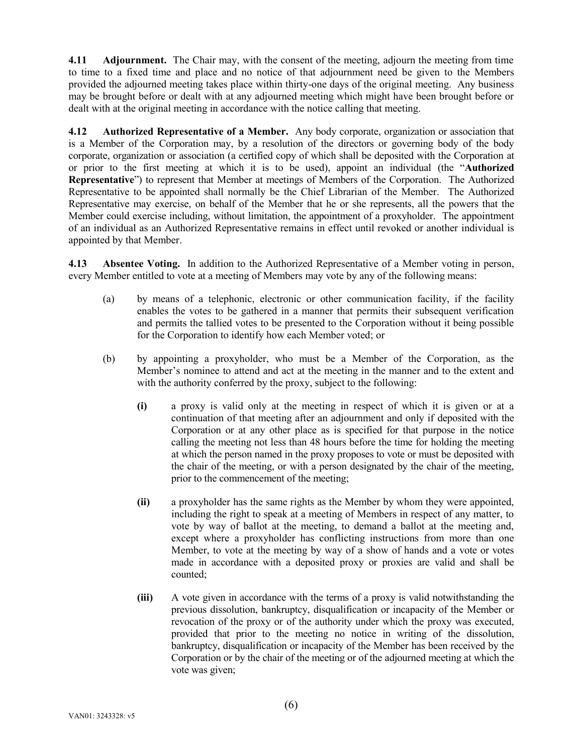**4.11 Adjournment.** The Chair may, with the consent of the meeting, adjourn the meeting from time to time to a fixed time and place and no notice of that adjournment need be given to the Members provided the adjourned meeting takes place within thirty-one days of the original meeting. Any business may be brought before or dealt with at any adjourned meeting which might have been brought before or dealt with at the original meeting in accordance with the notice calling that meeting.

**4.12 Authorized Representative of a Member.** Any body corporate, organization or association that is a Member of the Corporation may, by a resolution of the directors or governing body of the body corporate, organization or association (a certified copy of which shall be deposited with the Corporation at or prior to the first meeting at which it is to be used), appoint an individual (the "**Authorized Representative**") to represent that Member at meetings of Members of the Corporation. The Authorized Representative to be appointed shall normally be the Chief Librarian of the Member. The Authorized Representative may exercise, on behalf of the Member that he or she represents, all the powers that the Member could exercise including, without limitation, the appointment of a proxyholder. The appointment of an individual as an Authorized Representative remains in effect until revoked or another individual is appointed by that Member.

**4.13 Absentee Voting.** In addition to the Authorized Representative of a Member voting in person, every Member entitled to vote at a meeting of Members may vote by any of the following means:

(a) by means of a telephonic, electronic or other communication facility, if the facility enables the votes to be gathered in a manner that permits their subsequent verification and permits the tallied votes to be presented to the Corporation without it being possible for the Corporation to identify how each Member voted; or

(b) by appointing a proxyholder, who must be a Member of the Corporation, as the Member's nominee to attend and act at the meeting in the manner and to the extent and with the authority conferred by the proxy, subject to the following:

- **(i)** a proxy is valid only at the meeting in respect of which it is given or at a continuation of that meeting after an adjournment and only if deposited with the Corporation or at any other place as is specified for that purpose in the notice calling the meeting not less than 48 hours before the time for holding the meeting at which the person named in the proxy proposes to vote or must be deposited with the chair of the meeting, or with a person designated by the chair of the meeting, prior to the commencement of the meeting;

- **(ii)** a proxyholder has the same rights as the Member by whom they were appointed, including the right to speak at a meeting of Members in respect of any matter, to vote by way of ballot at the meeting, to demand a ballot at the meeting and, except where a proxyholder has conflicting instructions from more than one Member, to vote at the meeting by way of a show of hands and a vote or votes made in accordance with a deposited proxy or proxies are valid and shall be counted;

- **(iii)** A vote given in accordance with the terms of a proxy is valid notwithstanding the previous dissolution, bankruptcy, disqualification or incapacity of the Member or revocation of the proxy or of the authority under which the proxy was executed, provided that prior to the meeting no notice in writing of the dissolution, bankruptcy, disqualification or incapacity of the Member has been received by the Corporation or by the chair of the meeting or of the adjourned meeting at which the vote was given;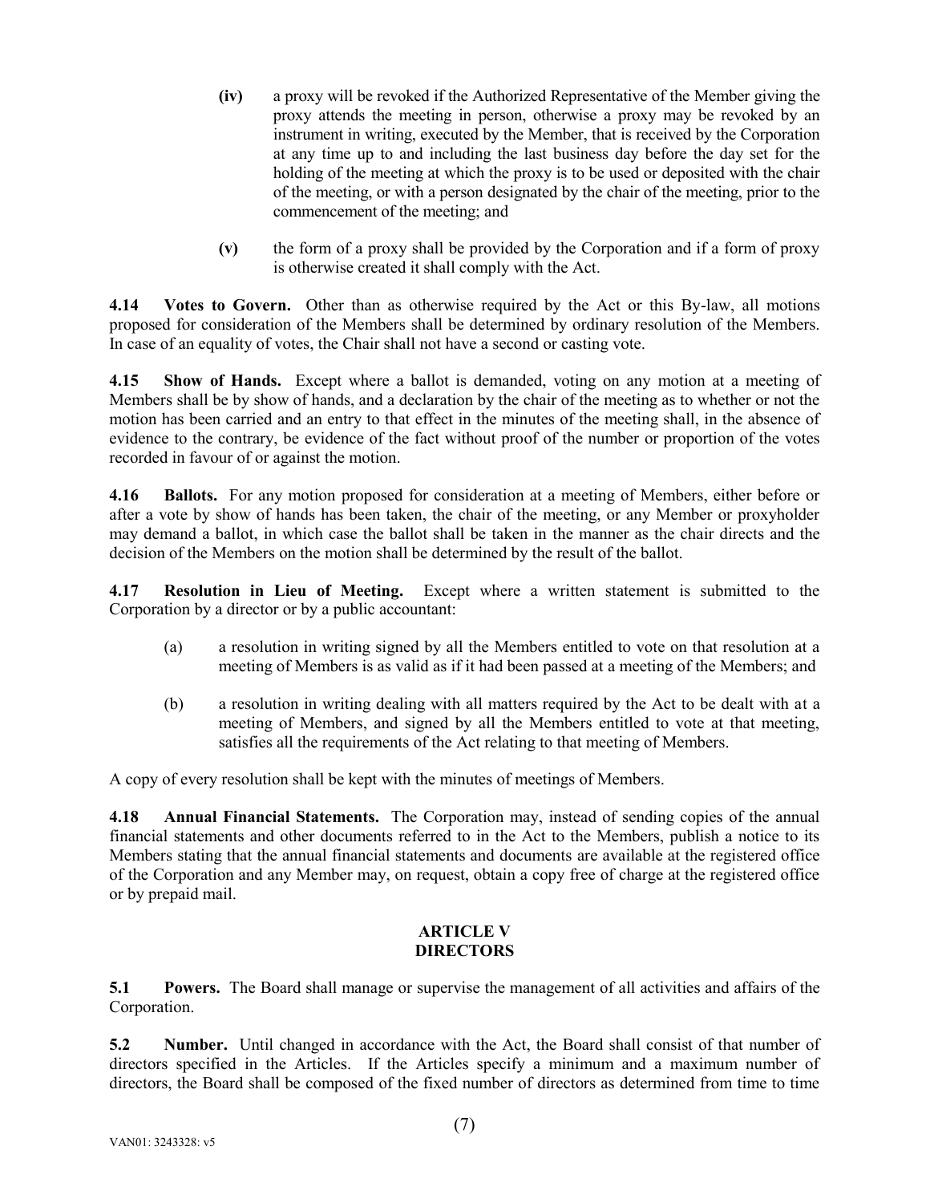**(iv)** a proxy will be revoked if the Authorized Representative of the Member giving the proxy attends the meeting in person, otherwise a proxy may be revoked by an instrument in writing, executed by the Member, that is received by the Corporation at any time up to and including the last business day before the day set for the holding of the meeting at which the proxy is to be used or deposited with the chair of the meeting, or with a person designated by the chair of the meeting, prior to the commencement of the meeting; and

**(v)** the form of a proxy shall be provided by the Corporation and if a form of proxy is otherwise created it shall comply with the Act.

**4.14 Votes to Govern.** Other than as otherwise required by the Act or this By-law, all motions proposed for consideration of the Members shall be determined by ordinary resolution of the Members. In case of an equality of votes, the Chair shall not have a second or casting vote.

**4.15 Show of Hands.** Except where a ballot is demanded, voting on any motion at a meeting of Members shall be by show of hands, and a declaration by the chair of the meeting as to whether or not the motion has been carried and an entry to that effect in the minutes of the meeting shall, in the absence of evidence to the contrary, be evidence of the fact without proof of the number or proportion of the votes recorded in favour of or against the motion.

**4.16 Ballots.** For any motion proposed for consideration at a meeting of Members, either before or after a vote by show of hands has been taken, the chair of the meeting, or any Member or proxyholder may demand a ballot, in which case the ballot shall be taken in the manner as the chair directs and the decision of the Members on the motion shall be determined by the result of the ballot.

**4.17 Resolution in Lieu of Meeting.** Except where a written statement is submitted to the Corporation by a director or by a public accountant:

(a) a resolution in writing signed by all the Members entitled to vote on that resolution at a meeting of Members is as valid as if it had been passed at a meeting of the Members; and

(b) a resolution in writing dealing with all matters required by the Act to be dealt with at a meeting of Members, and signed by all the Members entitled to vote at that meeting, satisfies all the requirements of the Act relating to that meeting of Members.

A copy of every resolution shall be kept with the minutes of meetings of Members.

**4.18 Annual Financial Statements.** The Corporation may, instead of sending copies of the annual financial statements and other documents referred to in the Act to the Members, publish a notice to its Members stating that the annual financial statements and documents are available at the registered office of the Corporation and any Member may, on request, obtain a copy free of charge at the registered office or by prepaid mail.

## ARTICLE V
## DIRECTORS

**5.1 Powers.** The Board shall manage or supervise the management of all activities and affairs of the Corporation.

**5.2 Number.** Until changed in accordance with the Act, the Board shall consist of that number of directors specified in the Articles. If the Articles specify a minimum and a maximum number of directors, the Board shall be composed of the fixed number of directors as determined from time to time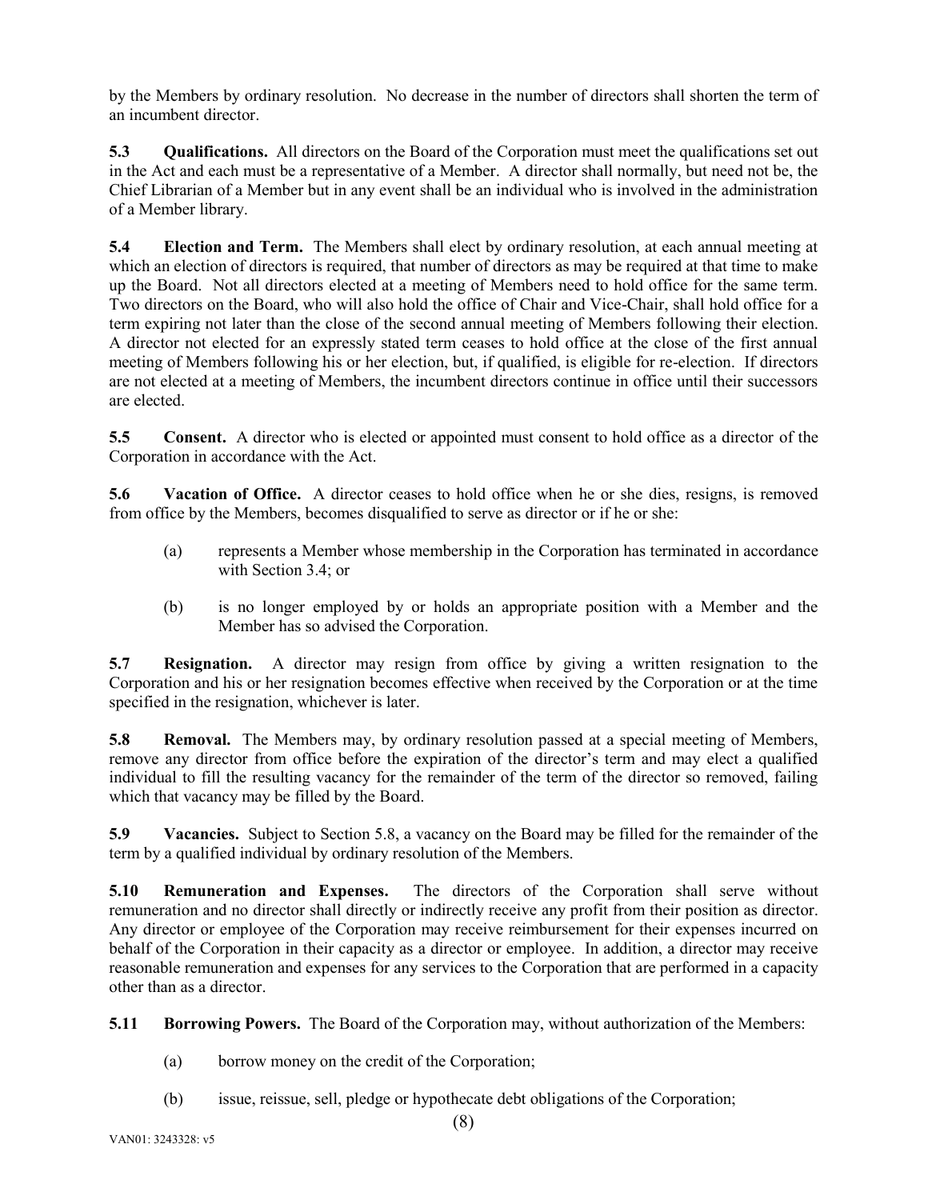by the Members by ordinary resolution. No decrease in the number of directors shall shorten the term of an incumbent director.

**5.3 Qualifications.** All directors on the Board of the Corporation must meet the qualifications set out in the Act and each must be a representative of a Member. A director shall normally, but need not be, the Chief Librarian of a Member but in any event shall be an individual who is involved in the administration of a Member library.

**5.4 Election and Term.** The Members shall elect by ordinary resolution, at each annual meeting at which an election of directors is required, that number of directors as may be required at that time to make up the Board. Not all directors elected at a meeting of Members need to hold office for the same term. Two directors on the Board, who will also hold the office of Chair and Vice-Chair, shall hold office for a term expiring not later than the close of the second annual meeting of Members following their election. A director not elected for an expressly stated term ceases to hold office at the close of the first annual meeting of Members following his or her election, but, if qualified, is eligible for re-election. If directors are not elected at a meeting of Members, the incumbent directors continue in office until their successors are elected.

**5.5 Consent.** A director who is elected or appointed must consent to hold office as a director of the Corporation in accordance with the Act.

**5.6 Vacation of Office.** A director ceases to hold office when he or she dies, resigns, is removed from office by the Members, becomes disqualified to serve as director or if he or she:

(a) represents a Member whose membership in the Corporation has terminated in accordance with Section 3.4; or

(b) is no longer employed by or holds an appropriate position with a Member and the Member has so advised the Corporation.

**5.7 Resignation.** A director may resign from office by giving a written resignation to the Corporation and his or her resignation becomes effective when received by the Corporation or at the time specified in the resignation, whichever is later.

**5.8 Removal.** The Members may, by ordinary resolution passed at a special meeting of Members, remove any director from office before the expiration of the director's term and may elect a qualified individual to fill the resulting vacancy for the remainder of the term of the director so removed, failing which that vacancy may be filled by the Board.

**5.9 Vacancies.** Subject to Section 5.8, a vacancy on the Board may be filled for the remainder of the term by a qualified individual by ordinary resolution of the Members.

**5.10 Remuneration and Expenses.** The directors of the Corporation shall serve without remuneration and no director shall directly or indirectly receive any profit from their position as director. Any director or employee of the Corporation may receive reimbursement for their expenses incurred on behalf of the Corporation in their capacity as a director or employee. In addition, a director may receive reasonable remuneration and expenses for any services to the Corporation that are performed in a capacity other than as a director.

**5.11 Borrowing Powers.** The Board of the Corporation may, without authorization of the Members:

(a) borrow money on the credit of the Corporation;

(b) issue, reissue, sell, pledge or hypothecate debt obligations of the Corporation;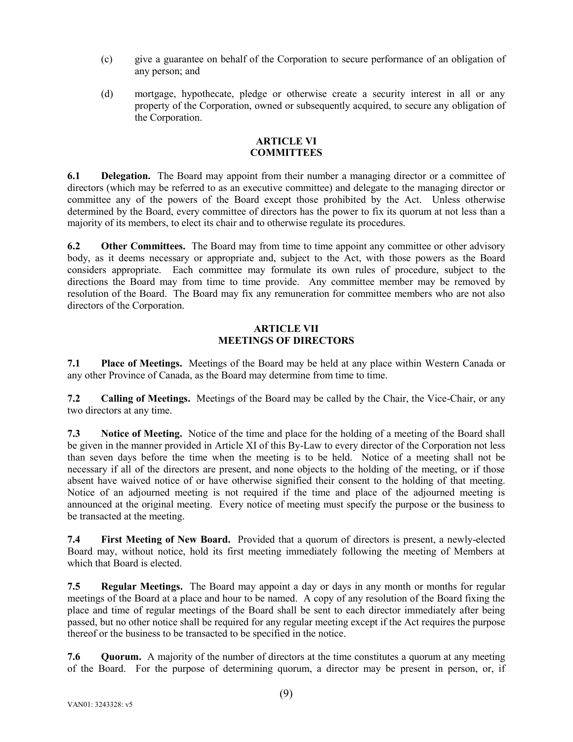(c) give a guarantee on behalf of the Corporation to secure performance of an obligation of any person; and

(d) mortgage, hypothecate, pledge or otherwise create a security interest in all or any property of the Corporation, owned or subsequently acquired, to secure any obligation of the Corporation.

## ARTICLE VI
## COMMITTEES

**6.1 Delegation.** The Board may appoint from their number a managing director or a committee of directors (which may be referred to as an executive committee) and delegate to the managing director or committee any of the powers of the Board except those prohibited by the Act. Unless otherwise determined by the Board, every committee of directors has the power to fix its quorum at not less than a majority of its members, to elect its chair and to otherwise regulate its procedures.

**6.2 Other Committees.** The Board may from time to time appoint any committee or other advisory body, as it deems necessary or appropriate and, subject to the Act, with those powers as the Board considers appropriate. Each committee may formulate its own rules of procedure, subject to the directions the Board may from time to time provide. Any committee member may be removed by resolution of the Board. The Board may fix any remuneration for committee members who are not also directors of the Corporation.

## ARTICLE VII
## MEETINGS OF DIRECTORS

**7.1 Place of Meetings.** Meetings of the Board may be held at any place within Western Canada or any other Province of Canada, as the Board may determine from time to time.

**7.2 Calling of Meetings.** Meetings of the Board may be called by the Chair, the Vice-Chair, or any two directors at any time.

**7.3 Notice of Meeting.** Notice of the time and place for the holding of a meeting of the Board shall be given in the manner provided in Article XI of this By-Law to every director of the Corporation not less than seven days before the time when the meeting is to be held. Notice of a meeting shall not be necessary if all of the directors are present, and none objects to the holding of the meeting, or if those absent have waived notice of or have otherwise signified their consent to the holding of that meeting. Notice of an adjourned meeting is not required if the time and place of the adjourned meeting is announced at the original meeting. Every notice of meeting must specify the purpose or the business to be transacted at the meeting.

**7.4 First Meeting of New Board.** Provided that a quorum of directors is present, a newly-elected Board may, without notice, hold its first meeting immediately following the meeting of Members at which that Board is elected.

**7.5 Regular Meetings.** The Board may appoint a day or days in any month or months for regular meetings of the Board at a place and hour to be named. A copy of any resolution of the Board fixing the place and time of regular meetings of the Board shall be sent to each director immediately after being passed, but no other notice shall be required for any regular meeting except if the Act requires the purpose thereof or the business to be transacted to be specified in the notice.

**7.6 Quorum.** A majority of the number of directors at the time constitutes a quorum at any meeting of the Board. For the purpose of determining quorum, a director may be present in person, or, if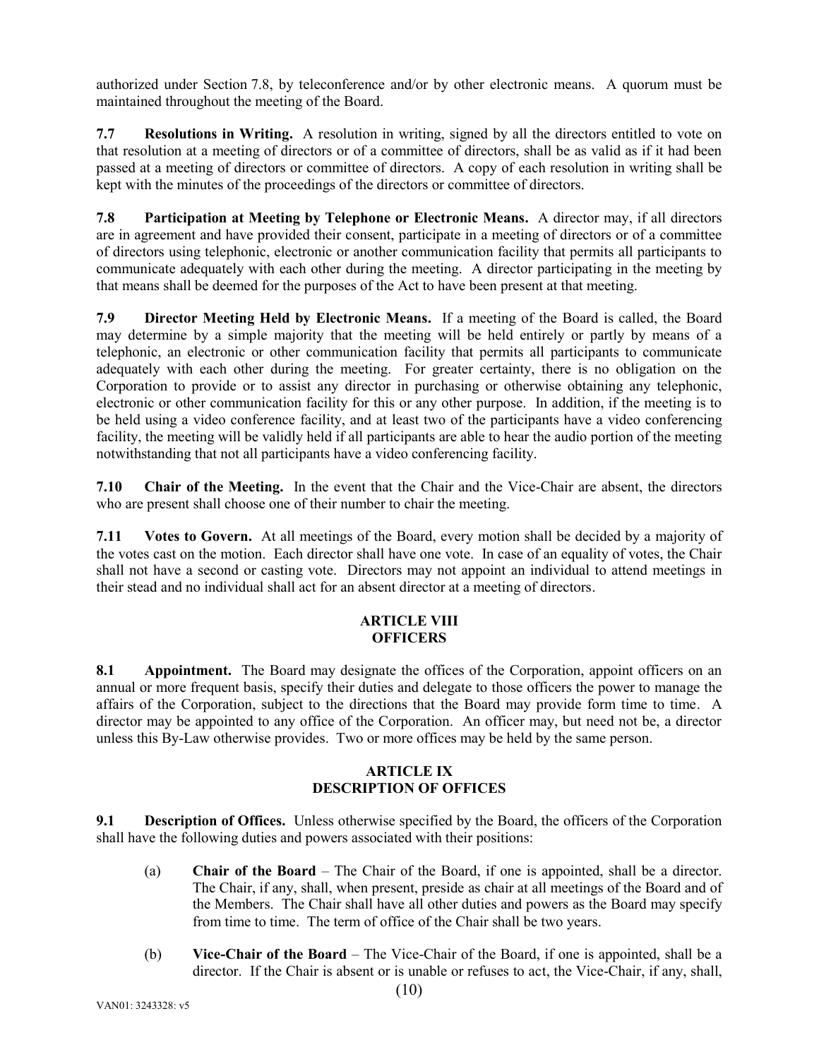authorized under Section 7.8, by teleconference and/or by other electronic means. A quorum must be maintained throughout the meeting of the Board.

**7.7 Resolutions in Writing.** A resolution in writing, signed by all the directors entitled to vote on that resolution at a meeting of directors or of a committee of directors, shall be as valid as if it had been passed at a meeting of directors or committee of directors. A copy of each resolution in writing shall be kept with the minutes of the proceedings of the directors or committee of directors.

**7.8 Participation at Meeting by Telephone or Electronic Means.** A director may, if all directors are in agreement and have provided their consent, participate in a meeting of directors or of a committee of directors using telephonic, electronic or another communication facility that permits all participants to communicate adequately with each other during the meeting. A director participating in the meeting by that means shall be deemed for the purposes of the Act to have been present at that meeting.

**7.9 Director Meeting Held by Electronic Means.** If a meeting of the Board is called, the Board may determine by a simple majority that the meeting will be held entirely or partly by means of a telephonic, an electronic or other communication facility that permits all participants to communicate adequately with each other during the meeting. For greater certainty, there is no obligation on the Corporation to provide or to assist any director in purchasing or otherwise obtaining any telephonic, electronic or other communication facility for this or any other purpose. In addition, if the meeting is to be held using a video conference facility, and at least two of the participants have a video conferencing facility, the meeting will be validly held if all participants are able to hear the audio portion of the meeting notwithstanding that not all participants have a video conferencing facility.

**7.10 Chair of the Meeting.** In the event that the Chair and the Vice-Chair are absent, the directors who are present shall choose one of their number to chair the meeting.

**7.11 Votes to Govern.** At all meetings of the Board, every motion shall be decided by a majority of the votes cast on the motion. Each director shall have one vote. In case of an equality of votes, the Chair shall not have a second or casting vote. Directors may not appoint an individual to attend meetings in their stead and no individual shall act for an absent director at a meeting of directors.

## ARTICLE VIII
## OFFICERS

**8.1 Appointment.** The Board may designate the offices of the Corporation, appoint officers on an annual or more frequent basis, specify their duties and delegate to those officers the power to manage the affairs of the Corporation, subject to the directions that the Board may provide form time to time. A director may be appointed to any office of the Corporation. An officer may, but need not be, a director unless this By-Law otherwise provides. Two or more offices may be held by the same person.

## ARTICLE IX
## DESCRIPTION OF OFFICES

**9.1 Description of Offices.** Unless otherwise specified by the Board, the officers of the Corporation shall have the following duties and powers associated with their positions:

(a) **Chair of the Board** – The Chair of the Board, if one is appointed, shall be a director. The Chair, if any, shall, when present, preside as chair at all meetings of the Board and of the Members. The Chair shall have all other duties and powers as the Board may specify from time to time. The term of office of the Chair shall be two years.

(b) **Vice-Chair of the Board** – The Vice-Chair of the Board, if one is appointed, shall be a director. If the Chair is absent or is unable or refuses to act, the Vice-Chair, if any, shall,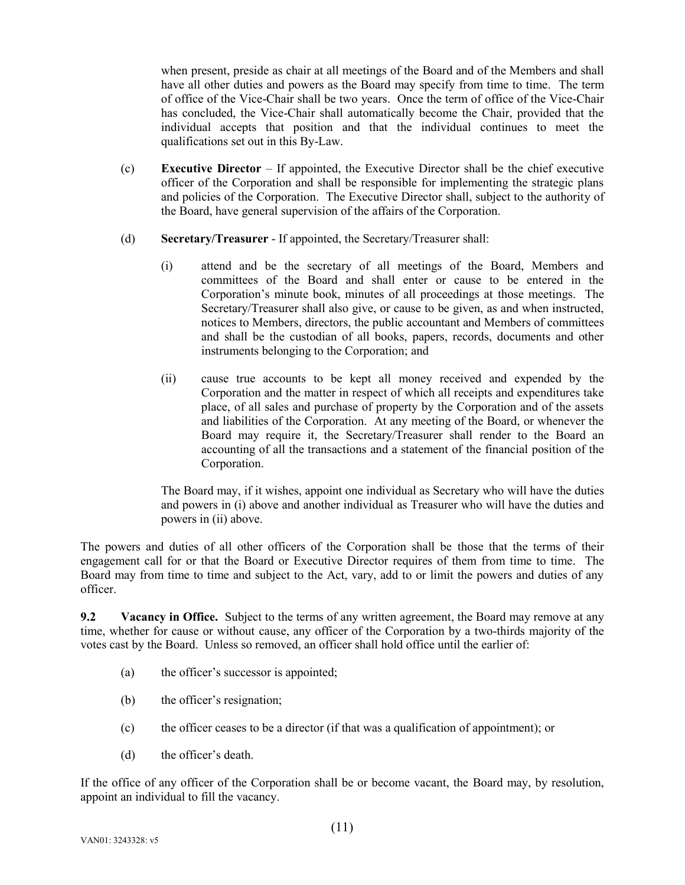when present, preside as chair at all meetings of the Board and of the Members and shall have all other duties and powers as the Board may specify from time to time. The term of office of the Vice-Chair shall be two years. Once the term of office of the Vice-Chair has concluded, the Vice-Chair shall automatically become the Chair, provided that the individual accepts that position and that the individual continues to meet the qualifications set out in this By-Law.

(c) **Executive Director** – If appointed, the Executive Director shall be the chief executive officer of the Corporation and shall be responsible for implementing the strategic plans and policies of the Corporation. The Executive Director shall, subject to the authority of the Board, have general supervision of the affairs of the Corporation.

(d) **Secretary/Treasurer** - If appointed, the Secretary/Treasurer shall:

(i) attend and be the secretary of all meetings of the Board, Members and committees of the Board and shall enter or cause to be entered in the Corporation's minute book, minutes of all proceedings at those meetings. The Secretary/Treasurer shall also give, or cause to be given, as and when instructed, notices to Members, directors, the public accountant and Members of committees and shall be the custodian of all books, papers, records, documents and other instruments belonging to the Corporation; and

(ii) cause true accounts to be kept all money received and expended by the Corporation and the matter in respect of which all receipts and expenditures take place, of all sales and purchase of property by the Corporation and of the assets and liabilities of the Corporation. At any meeting of the Board, or whenever the Board may require it, the Secretary/Treasurer shall render to the Board an accounting of all the transactions and a statement of the financial position of the Corporation.

The Board may, if it wishes, appoint one individual as Secretary who will have the duties and powers in (i) above and another individual as Treasurer who will have the duties and powers in (ii) above.

The powers and duties of all other officers of the Corporation shall be those that the terms of their engagement call for or that the Board or Executive Director requires of them from time to time. The Board may from time to time and subject to the Act, vary, add to or limit the powers and duties of any officer.

**9.2 Vacancy in Office.** Subject to the terms of any written agreement, the Board may remove at any time, whether for cause or without cause, any officer of the Corporation by a two-thirds majority of the votes cast by the Board. Unless so removed, an officer shall hold office until the earlier of:

(a) the officer's successor is appointed;

(b) the officer's resignation;

(c) the officer ceases to be a director (if that was a qualification of appointment); or

(d) the officer's death.

If the office of any officer of the Corporation shall be or become vacant, the Board may, by resolution, appoint an individual to fill the vacancy.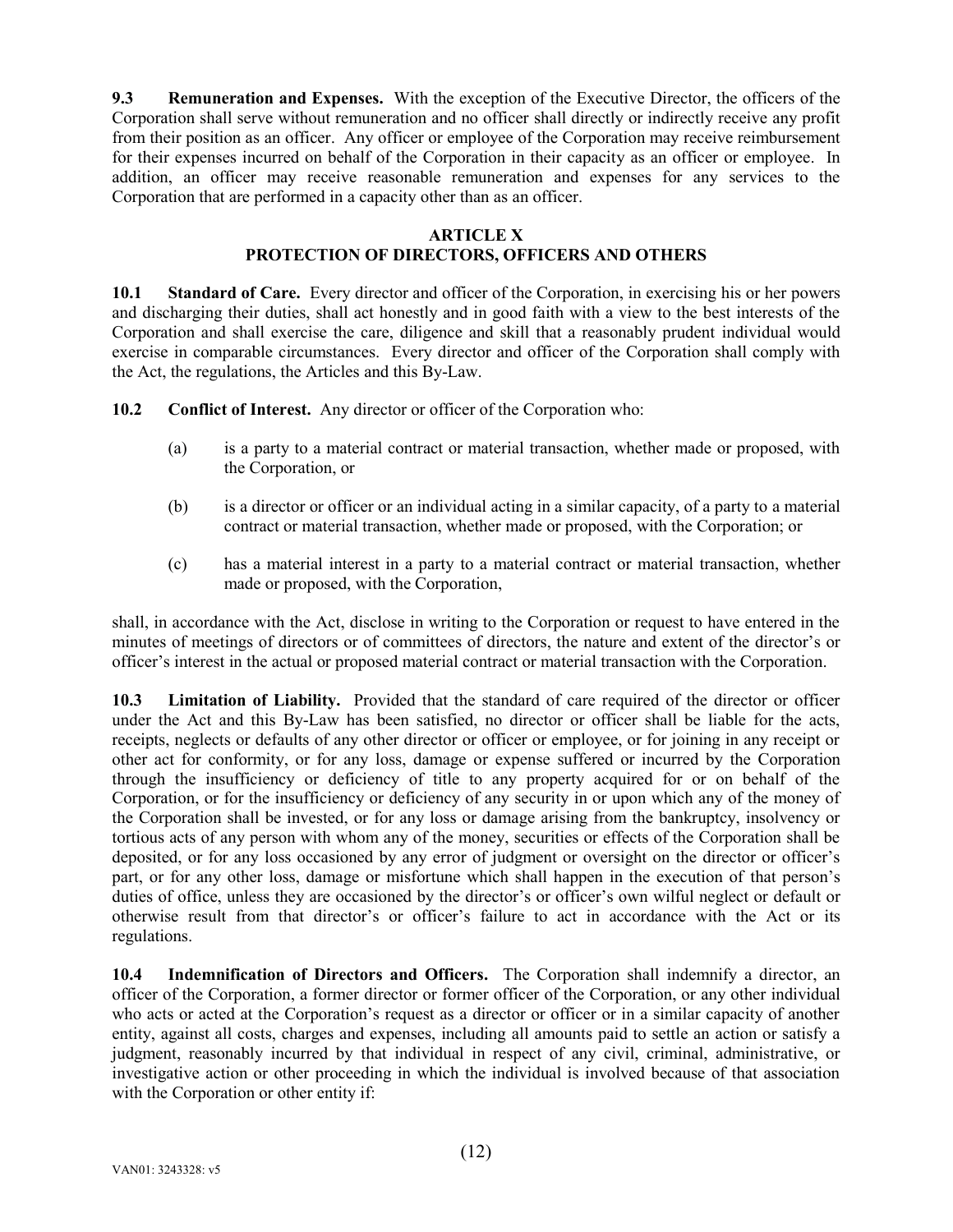**9.3 Remuneration and Expenses.** With the exception of the Executive Director, the officers of the Corporation shall serve without remuneration and no officer shall directly or indirectly receive any profit from their position as an officer. Any officer or employee of the Corporation may receive reimbursement for their expenses incurred on behalf of the Corporation in their capacity as an officer or employee. In addition, an officer may receive reasonable remuneration and expenses for any services to the Corporation that are performed in a capacity other than as an officer.

## ARTICLE X
## PROTECTION OF DIRECTORS, OFFICERS AND OTHERS

**10.1 Standard of Care.** Every director and officer of the Corporation, in exercising his or her powers and discharging their duties, shall act honestly and in good faith with a view to the best interests of the Corporation and shall exercise the care, diligence and skill that a reasonably prudent individual would exercise in comparable circumstances. Every director and officer of the Corporation shall comply with the Act, the regulations, the Articles and this By-Law.

**10.2 Conflict of Interest.** Any director or officer of the Corporation who:

(a) is a party to a material contract or material transaction, whether made or proposed, with the Corporation, or

(b) is a director or officer or an individual acting in a similar capacity, of a party to a material contract or material transaction, whether made or proposed, with the Corporation; or

(c) has a material interest in a party to a material contract or material transaction, whether made or proposed, with the Corporation,

shall, in accordance with the Act, disclose in writing to the Corporation or request to have entered in the minutes of meetings of directors or of committees of directors, the nature and extent of the director's or officer's interest in the actual or proposed material contract or material transaction with the Corporation.

**10.3 Limitation of Liability.** Provided that the standard of care required of the director or officer under the Act and this By-Law has been satisfied, no director or officer shall be liable for the acts, receipts, neglects or defaults of any other director or officer or employee, or for joining in any receipt or other act for conformity, or for any loss, damage or expense suffered or incurred by the Corporation through the insufficiency or deficiency of title to any property acquired for or on behalf of the Corporation, or for the insufficiency or deficiency of any security in or upon which any of the money of the Corporation shall be invested, or for any loss or damage arising from the bankruptcy, insolvency or tortious acts of any person with whom any of the money, securities or effects of the Corporation shall be deposited, or for any loss occasioned by any error of judgment or oversight on the director or officer's part, or for any other loss, damage or misfortune which shall happen in the execution of that person's duties of office, unless they are occasioned by the director's or officer's own wilful neglect or default or otherwise result from that director's or officer's failure to act in accordance with the Act or its regulations.

**10.4 Indemnification of Directors and Officers.** The Corporation shall indemnify a director, an officer of the Corporation, a former director or former officer of the Corporation, or any other individual who acts or acted at the Corporation's request as a director or officer or in a similar capacity of another entity, against all costs, charges and expenses, including all amounts paid to settle an action or satisfy a judgment, reasonably incurred by that individual in respect of any civil, criminal, administrative, or investigative action or other proceeding in which the individual is involved because of that association with the Corporation or other entity if: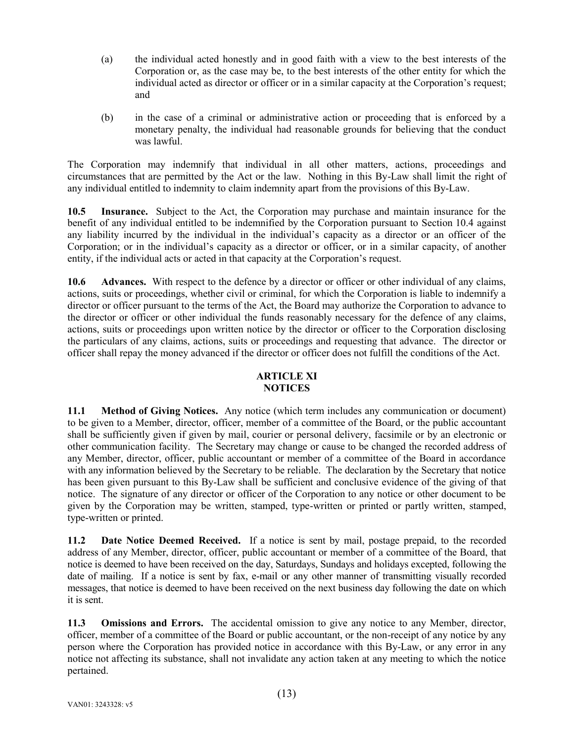(a) the individual acted honestly and in good faith with a view to the best interests of the Corporation or, as the case may be, to the best interests of the other entity for which the individual acted as director or officer or in a similar capacity at the Corporation's request; and

(b) in the case of a criminal or administrative action or proceeding that is enforced by a monetary penalty, the individual had reasonable grounds for believing that the conduct was lawful.

The Corporation may indemnify that individual in all other matters, actions, proceedings and circumstances that are permitted by the Act or the law. Nothing in this By-Law shall limit the right of any individual entitled to indemnity to claim indemnity apart from the provisions of this By-Law.

**10.5 Insurance.** Subject to the Act, the Corporation may purchase and maintain insurance for the benefit of any individual entitled to be indemnified by the Corporation pursuant to Section 10.4 against any liability incurred by the individual in the individual's capacity as a director or an officer of the Corporation; or in the individual's capacity as a director or officer, or in a similar capacity, of another entity, if the individual acts or acted in that capacity at the Corporation's request.

**10.6 Advances.** With respect to the defence by a director or officer or other individual of any claims, actions, suits or proceedings, whether civil or criminal, for which the Corporation is liable to indemnify a director or officer pursuant to the terms of the Act, the Board may authorize the Corporation to advance to the director or officer or other individual the funds reasonably necessary for the defence of any claims, actions, suits or proceedings upon written notice by the director or officer to the Corporation disclosing the particulars of any claims, actions, suits or proceedings and requesting that advance. The director or officer shall repay the money advanced if the director or officer does not fulfill the conditions of the Act.

## ARTICLE XI
## NOTICES

**11.1 Method of Giving Notices.** Any notice (which term includes any communication or document) to be given to a Member, director, officer, member of a committee of the Board, or the public accountant shall be sufficiently given if given by mail, courier or personal delivery, facsimile or by an electronic or other communication facility. The Secretary may change or cause to be changed the recorded address of any Member, director, officer, public accountant or member of a committee of the Board in accordance with any information believed by the Secretary to be reliable. The declaration by the Secretary that notice has been given pursuant to this By-Law shall be sufficient and conclusive evidence of the giving of that notice. The signature of any director or officer of the Corporation to any notice or other document to be given by the Corporation may be written, stamped, type-written or printed or partly written, stamped, type-written or printed.

**11.2 Date Notice Deemed Received.** If a notice is sent by mail, postage prepaid, to the recorded address of any Member, director, officer, public accountant or member of a committee of the Board, that notice is deemed to have been received on the day, Saturdays, Sundays and holidays excepted, following the date of mailing. If a notice is sent by fax, e-mail or any other manner of transmitting visually recorded messages, that notice is deemed to have been received on the next business day following the date on which it is sent.

**11.3 Omissions and Errors.** The accidental omission to give any notice to any Member, director, officer, member of a committee of the Board or public accountant, or the non-receipt of any notice by any person where the Corporation has provided notice in accordance with this By-Law, or any error in any notice not affecting its substance, shall not invalidate any action taken at any meeting to which the notice pertained.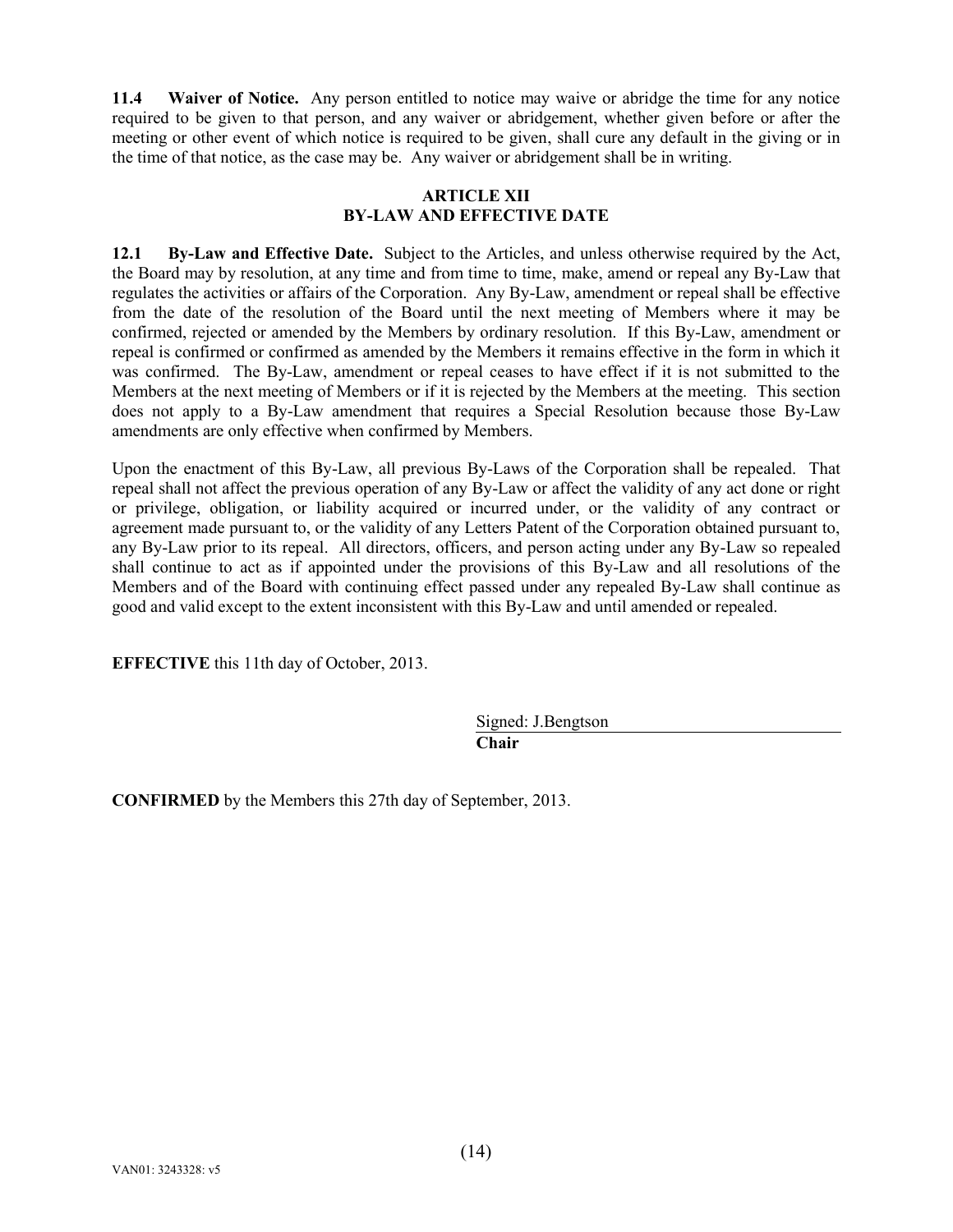**11.4 Waiver of Notice.** Any person entitled to notice may waive or abridge the time for any notice required to be given to that person, and any waiver or abridgement, whether given before or after the meeting or other event of which notice is required to be given, shall cure any default in the giving or in the time of that notice, as the case may be. Any waiver or abridgement shall be in writing.

## ARTICLE XII
## BY-LAW AND EFFECTIVE DATE

**12.1 By-Law and Effective Date.** Subject to the Articles, and unless otherwise required by the Act, the Board may by resolution, at any time and from time to time, make, amend or repeal any By-Law that regulates the activities or affairs of the Corporation. Any By-Law, amendment or repeal shall be effective from the date of the resolution of the Board until the next meeting of Members where it may be confirmed, rejected or amended by the Members by ordinary resolution. If this By-Law, amendment or repeal is confirmed or confirmed as amended by the Members it remains effective in the form in which it was confirmed. The By-Law, amendment or repeal ceases to have effect if it is not submitted to the Members at the next meeting of Members or if it is rejected by the Members at the meeting. This section does not apply to a By-Law amendment that requires a Special Resolution because those By-Law amendments are only effective when confirmed by Members.

Upon the enactment of this By-Law, all previous By-Laws of the Corporation shall be repealed. That repeal shall not affect the previous operation of any By-Law or affect the validity of any act done or right or privilege, obligation, or liability acquired or incurred under, or the validity of any contract or agreement made pursuant to, or the validity of any Letters Patent of the Corporation obtained pursuant to, any By-Law prior to its repeal. All directors, officers, and person acting under any By-Law so repealed shall continue to act as if appointed under the provisions of this By-Law and all resolutions of the Members and of the Board with continuing effect passed under any repealed By-Law shall continue as good and valid except to the extent inconsistent with this By-Law and until amended or repealed.

**EFFECTIVE** this 11th day of October, 2013.

Signed: J.Bengtson
**Chair**

**CONFIRMED** by the Members this 27th day of September, 2013.

VAN01: 3243328: v5